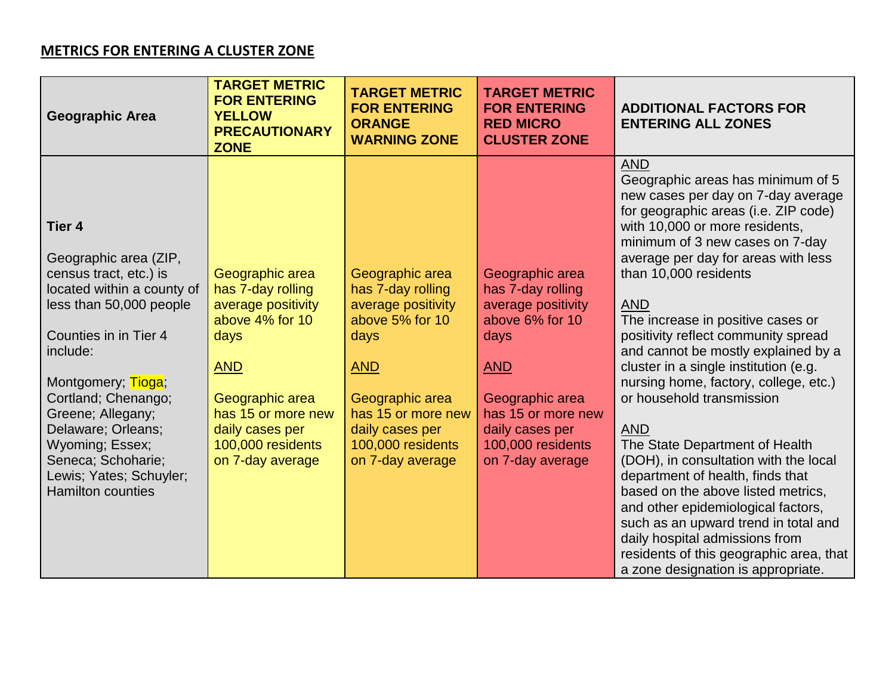**METRICS FOR ENTERING A CLUSTER ZONE**

| Geographic Area | TARGET METRIC FOR ENTERING YELLOW PRECAUTIONARY ZONE | TARGET METRIC FOR ENTERING ORANGE WARNING ZONE | TARGET METRIC FOR ENTERING RED MICRO CLUSTER ZONE | ADDITIONAL FACTORS FOR ENTERING ALL ZONES |
|---|---|---|---|---|
| **Tier 4**<br><br>Geographic area (ZIP, census tract, etc.) is located within a county of less than 50,000 people<br><br>Counties in in Tier 4 include:<br><br>Montgomery; Tioga; Cortland; Chenango; Greene; Allegany; Delaware; Orleans; Wyoming; Essex; Seneca; Schoharie; Lewis; Yates; Schuyler; Hamilton counties | Geographic area has 7-day rolling average positivity above 4% for 10 days<br><br>AND<br><br>Geographic area has 15 or more new daily cases per 100,000 residents on 7-day average | Geographic area has 7-day rolling average positivity above 5% for 10 days<br><br>AND<br><br>Geographic area has 15 or more new daily cases per 100,000 residents on 7-day average | Geographic area has 7-day rolling average positivity above 6% for 10 days<br><br>AND<br><br>Geographic area has 15 or more new daily cases per 100,000 residents on 7-day average | AND<br>Geographic areas has minimum of 5 new cases per day on 7-day average for geographic areas (i.e. ZIP code) with 10,000 or more residents, minimum of 3 new cases on 7-day average per day for areas with less than 10,000 residents<br><br>AND<br>The increase in positive cases or positivity reflect community spread and cannot be mostly explained by a cluster in a single institution (e.g. nursing home, factory, college, etc.) or household transmission<br><br>AND<br>The State Department of Health (DOH), in consultation with the local department of health, finds that based on the above listed metrics, and other epidemiological factors, such as an upward trend in total and daily hospital admissions from residents of this geographic area, that a zone designation is appropriate. |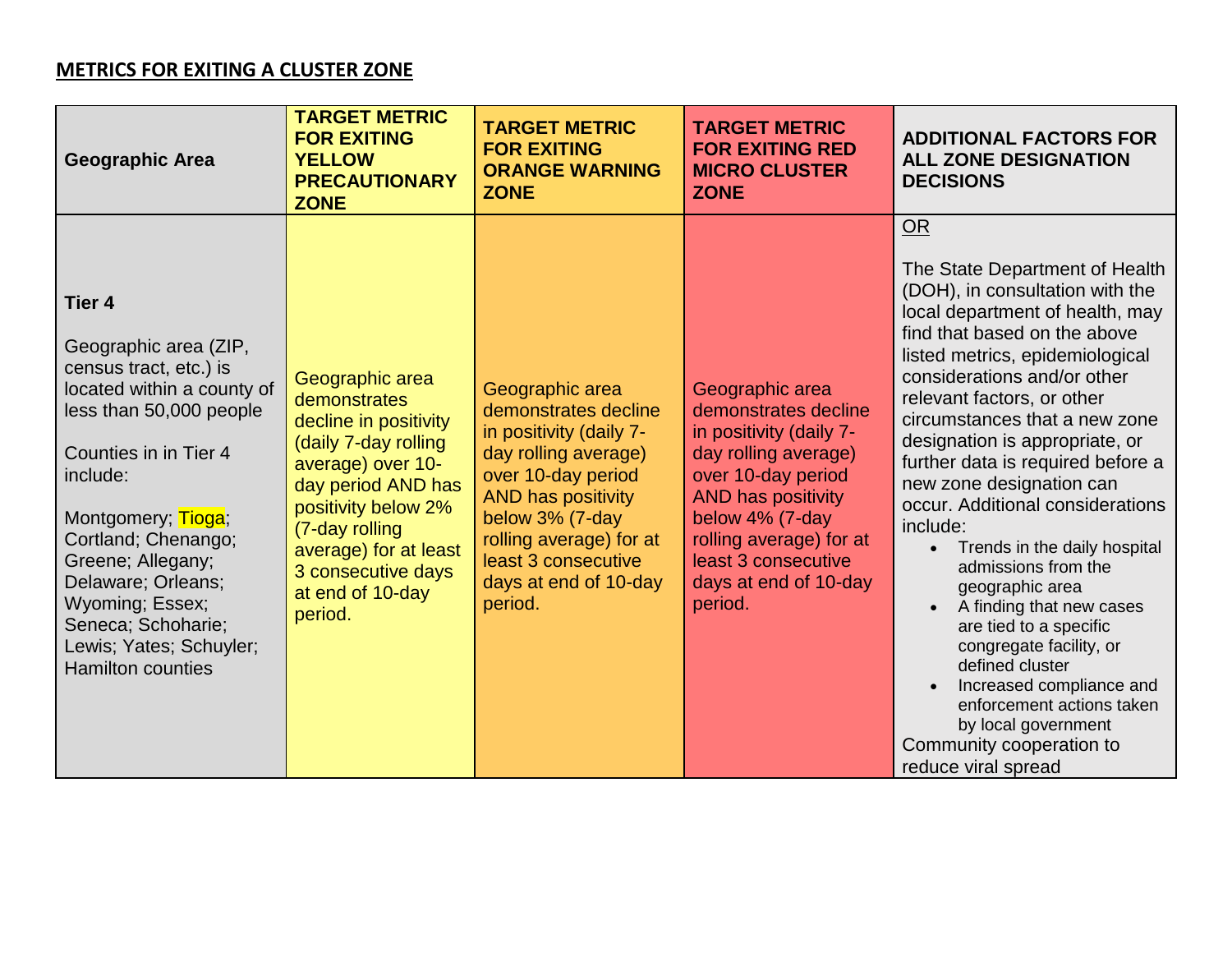**METRICS FOR EXITING A CLUSTER ZONE**

| Geographic Area | TARGET METRIC FOR EXITING YELLOW PRECAUTIONARY ZONE | TARGET METRIC FOR EXITING ORANGE WARNING ZONE | TARGET METRIC FOR EXITING RED MICRO CLUSTER ZONE | ADDITIONAL FACTORS FOR ALL ZONE DESIGNATION DECISIONS |
|---|---|---|---|---|
| **Tier 4**<br><br>Geographic area (ZIP, census tract, etc.) is located within a county of less than 50,000 people<br><br>Counties in in Tier 4 include:<br><br>Montgomery; Tioga; Cortland; Chenango; Greene; Allegany; Delaware; Orleans; Wyoming; Essex; Seneca; Schoharie; Lewis; Yates; Schuyler; Hamilton counties | Geographic area demonstrates decline in positivity (daily 7-day rolling average) over 10-day period AND has positivity below 2% (7-day rolling average) for at least 3 consecutive days at end of 10-day period. | Geographic area demonstrates decline in positivity (daily 7-day rolling average) over 10-day period AND has positivity below 3% (7-day rolling average) for at least 3 consecutive days at end of 10-day period. | Geographic area demonstrates decline in positivity (daily 7-day rolling average) over 10-day period AND has positivity below 4% (7-day rolling average) for at least 3 consecutive days at end of 10-day period. | OR<br><br>The State Department of Health (DOH), in consultation with the local department of health, may find that based on the above listed metrics, epidemiological considerations and/or other relevant factors, or other circumstances that a new zone designation is appropriate, or further data is required before a new zone designation can occur. Additional considerations include:<br>• Trends in the daily hospital admissions from the geographic area<br>• A finding that new cases are tied to a specific congregate facility, or defined cluster<br>• Increased compliance and enforcement actions taken by local government<br>Community cooperation to reduce viral spread |